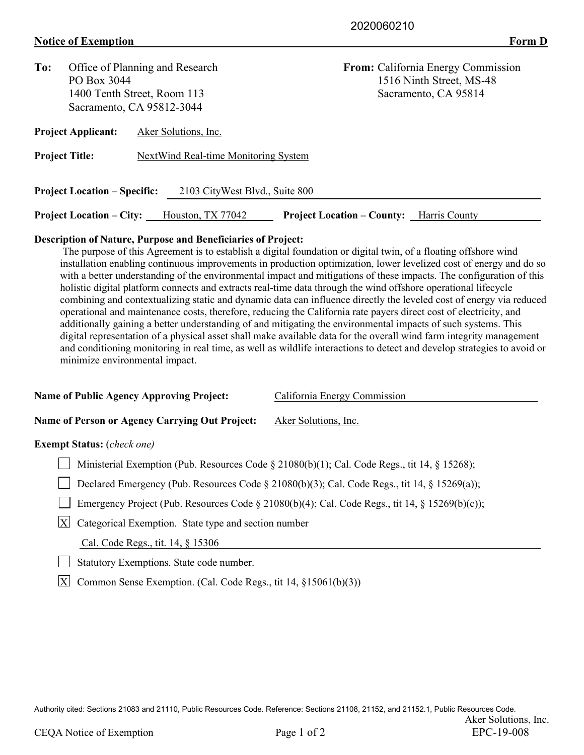2020060210

**Notice of Exemption** **Form D**

**To:** Office of Planning and Research
PO Box 3044
1400 Tenth Street, Room 113
Sacramento, CA 95812-3044

**From:** California Energy Commission
1516 Ninth Street, MS-48
Sacramento, CA 95814

**Project Applicant:** Aker Solutions, Inc.

**Project Title:** NextWind Real-time Monitoring System

**Project Location – Specific:** 2103 CityWest Blvd., Suite 800

**Project Location – City:** Houston, TX 77042 **Project Location – County:** Harris County

**Description of Nature, Purpose and Beneficiaries of Project:**

The purpose of this Agreement is to establish a digital foundation or digital twin, of a floating offshore wind installation enabling continuous improvements in production optimization, lower levelized cost of energy and do so with a better understanding of the environmental impact and mitigations of these impacts. The configuration of this holistic digital platform connects and extracts real-time data through the wind offshore operational lifecycle combining and contextualizing static and dynamic data can influence directly the leveled cost of energy via reduced operational and maintenance costs, therefore, reducing the California rate payers direct cost of electricity, and additionally gaining a better understanding of and mitigating the environmental impacts of such systems. This digital representation of a physical asset shall make available data for the overall wind farm integrity management and conditioning monitoring in real time, as well as wildlife interactions to detect and develop strategies to avoid or minimize environmental impact.

**Name of Public Agency Approving Project:** California Energy Commission

**Name of Person or Agency Carrying Out Project:** Aker Solutions, Inc.

**Exempt Status:** (*check one*)

- [ ] Ministerial Exemption (Pub. Resources Code § 21080(b)(1); Cal. Code Regs., tit 14, § 15268);
- [ ] Declared Emergency (Pub. Resources Code § 21080(b)(3); Cal. Code Regs., tit 14, § 15269(a));
- [ ] Emergency Project (Pub. Resources Code § 21080(b)(4); Cal. Code Regs., tit 14, § 15269(b)(c));
- [X] Categorical Exemption. State type and section number
  Cal. Code Regs., tit. 14, § 15306
- [ ] Statutory Exemptions. State code number.
- [X] Common Sense Exemption. (Cal. Code Regs., tit 14, §15061(b)(3))

Authority cited: Sections 21083 and 21110, Public Resources Code. Reference: Sections 21108, 21152, and 21152.1, Public Resources Code.

Aker Solutions, Inc.
CEQA Notice of Exemption
EPC-19-008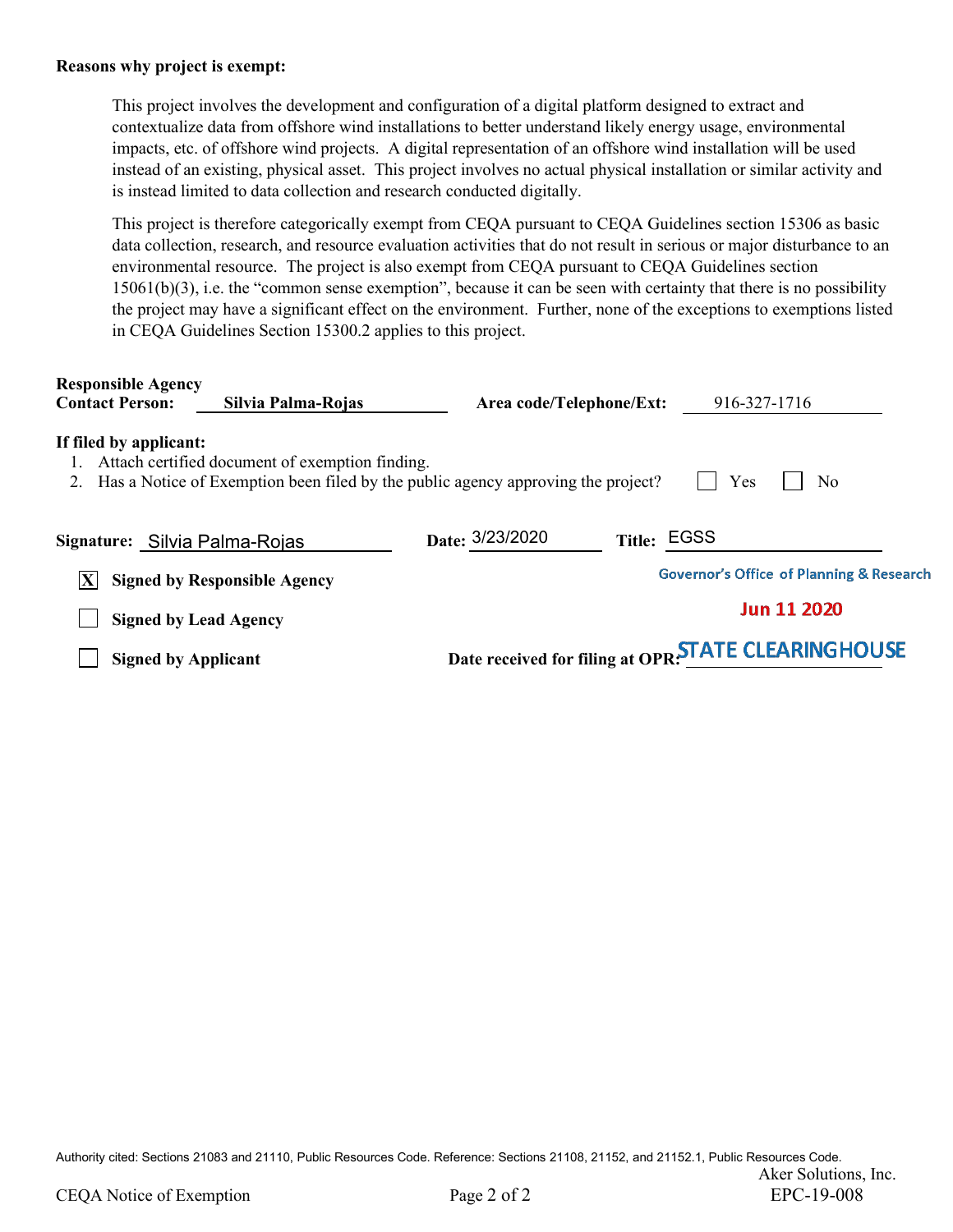**Reasons why project is exempt:**

This project involves the development and configuration of a digital platform designed to extract and contextualize data from offshore wind installations to better understand likely energy usage, environmental impacts, etc. of offshore wind projects. A digital representation of an offshore wind installation will be used instead of an existing, physical asset. This project involves no actual physical installation or similar activity and is instead limited to data collection and research conducted digitally.

This project is therefore categorically exempt from CEQA pursuant to CEQA Guidelines section 15306 as basic data collection, research, and resource evaluation activities that do not result in serious or major disturbance to an environmental resource. The project is also exempt from CEQA pursuant to CEQA Guidelines section 15061(b)(3), i.e. the "common sense exemption", because it can be seen with certainty that there is no possibility the project may have a significant effect on the environment. Further, none of the exceptions to exemptions listed in CEQA Guidelines Section 15300.2 applies to this project.

**Responsible Agency**
**Contact Person:** **Silvia Palma-Rojas** **Area code/Telephone/Ext:** 916-327-1716

**If filed by applicant:**

1. Attach certified document of exemption finding.
2. Has a Notice of Exemption been filed by the public agency approving the project? ☐ Yes ☐ No

**Signature:** Silvia Palma-Rojas **Date:** 3/23/2020 **Title:** EGSS

☒ **Signed by Responsible Agency**

☐ **Signed by Lead Agency**

☐ **Signed by Applicant**

**Date received for filing at OPR:** Governor's Office of Planning & Research Jun 11 2020 STATE CLEARINGHOUSE

Authority cited: Sections 21083 and 21110, Public Resources Code. Reference: Sections 21108, 21152, and 21152.1, Public Resources Code.

CEQA Notice of Exemption

Aker Solutions, Inc.
EPC-19-008